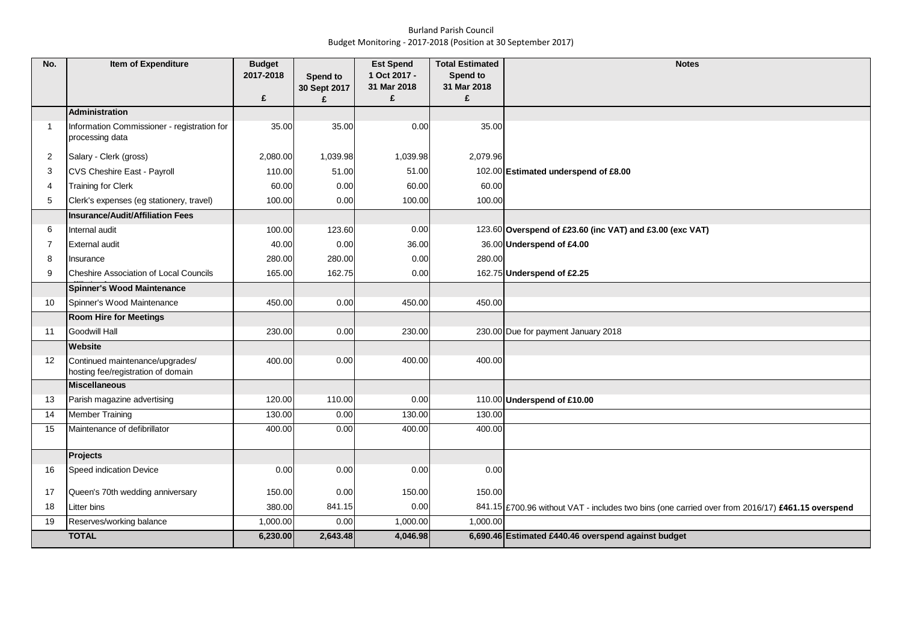Burland Parish Council
Budget Monitoring - 2017-2018 (Position at 30 September 2017)

| No. | Item of Expenditure | Budget 2017-2018 £ | Spend to 30 Sept 2017 £ | Est Spend 1 Oct 2017 - 31 Mar 2018 £ | Total Estimated Spend to 31 Mar 2018 £ | Notes |
|---|---|---|---|---|---|---|
| | **Administration** | | | | | |
| 1 | Information Commissioner - registration for processing data | 35.00 | 35.00 | 0.00 | 35.00 | |
| 2 | Salary - Clerk (gross) | 2,080.00 | 1,039.98 | 1,039.98 | 2,079.96 | |
| 3 | CVS Cheshire East - Payroll | 110.00 | 51.00 | 51.00 | 102.00 | **Estimated underspend of £8.00** |
| 4 | Training for Clerk | 60.00 | 0.00 | 60.00 | 60.00 | |
| 5 | Clerk's expenses (eg stationery, travel) | 100.00 | 0.00 | 100.00 | 100.00 | |
| | **Insurance/Audit/Affiliation Fees** | | | | | |
| 6 | Internal audit | 100.00 | 123.60 | 0.00 | 123.60 | **Overspend of £23.60 (inc VAT) and £3.00 (exc VAT)** |
| 7 | External audit | 40.00 | 0.00 | 36.00 | 36.00 | **Underspend of £4.00** |
| 8 | Insurance | 280.00 | 280.00 | 0.00 | 280.00 | |
| 9 | Cheshire Association of Local Councils | 165.00 | 162.75 | 0.00 | 162.75 | **Underspend of £2.25** |
| | **Spinner's Wood Maintenance** | | | | | |
| 10 | Spinner's Wood Maintenance | 450.00 | 0.00 | 450.00 | 450.00 | |
| | **Room Hire for Meetings** | | | | | |
| 11 | Goodwill Hall | 230.00 | 0.00 | 230.00 | 230.00 | Due for payment January 2018 |
| | **Website** | | | | | |
| 12 | Continued maintenance/upgrades/ hosting fee/registration of domain | 400.00 | 0.00 | 400.00 | 400.00 | |
| | **Miscellaneous** | | | | | |
| 13 | Parish magazine advertising | 120.00 | 110.00 | 0.00 | 110.00 | **Underspend of £10.00** |
| 14 | Member Training | 130.00 | 0.00 | 130.00 | 130.00 | |
| 15 | Maintenance of defibrillator | 400.00 | 0.00 | 400.00 | 400.00 | |
| | **Projects** | | | | | |
| 16 | Speed indication Device | 0.00 | 0.00 | 0.00 | 0.00 | |
| 17 | Queen's 70th wedding anniversary | 150.00 | 0.00 | 150.00 | 150.00 | |
| 18 | Litter bins | 380.00 | 841.15 | 0.00 | 841.15 | £700.96 without VAT - includes two bins (one carried over from 2016/17) **£461.15 overspend** |
| 19 | Reserves/working balance | 1,000.00 | 0.00 | 1,000.00 | 1,000.00 | |
| | **TOTAL** | **6,230.00** | **2,643.48** | **4,046.98** | **6,690.46** | **Estimated £440.46 overspend against budget** |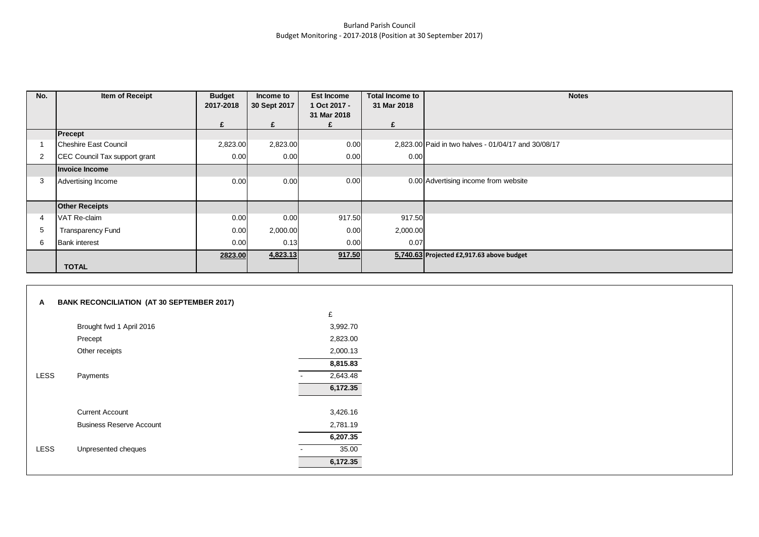Burland Parish Council
Budget Monitoring - 2017-2018 (Position at 30 September 2017)

| No. | Item of Receipt | Budget 2017-2018 | Income to 30 Sept 2017 | Est Income 1 Oct 2017 - 31 Mar 2018 | Total Income to 31 Mar 2018 | Notes |
|---|---|---|---|---|---|---|
| | | £ | £ | £ | £ | |
| | **Precept** | | | | | |
| 1 | Cheshire East Council | 2,823.00 | 2,823.00 | 0.00 | 2,823.00 | Paid in two halves - 01/04/17 and 30/08/17 |
| 2 | CEC Council Tax support grant | 0.00 | 0.00 | 0.00 | 0.00 | |
| | **Invoice Income** | | | | | |
| 3 | Advertising Income | 0.00 | 0.00 | 0.00 | 0.00 | Advertising income from website |
| | **Other Receipts** | | | | | |
| 4 | VAT Re-claim | 0.00 | 0.00 | 917.50 | 917.50 | |
| 5 | Transparency Fund | 0.00 | 2,000.00 | 0.00 | 2,000.00 | |
| 6 | Bank interest | 0.00 | 0.13 | 0.00 | 0.07 | |
| | **TOTAL** | 2823.00 | 4,823.13 | 917.50 | 5,740.63 | **Projected £2,917.63 above budget** |

**A BANK RECONCILIATION (AT 30 SEPTEMBER 2017)**

| | | £ |
|---|---|---|
| | Brought fwd 1 April 2016 | 3,992.70 |
| | Precept | 2,823.00 |
| | Other receipts | 2,000.13 |
| | | **8,815.83** |
| LESS | Payments | - 2,643.48 |
| | | **6,172.35** |
| | Current Account | 3,426.16 |
| | Business Reserve Account | 2,781.19 |
| | | **6,207.35** |
| LESS | Unpresented cheques | - 35.00 |
| | | **6,172.35** |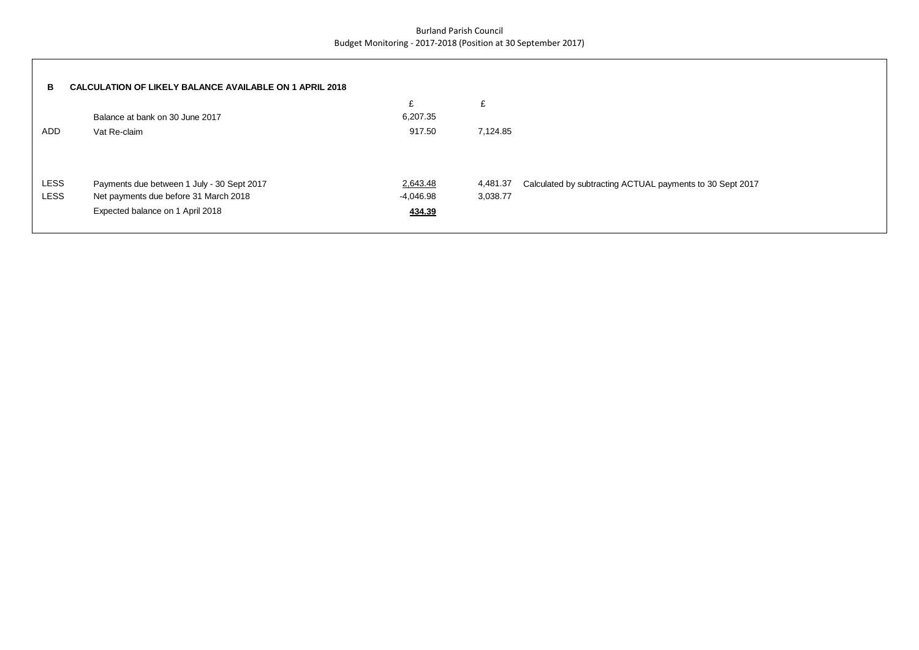Burland Parish Council
Budget Monitoring - 2017-2018 (Position at 30 September 2017)

**B CALCULATION OF LIKELY BALANCE AVAILABLE ON 1 APRIL 2018**

| | | | | |
|---|---|---|---|---|
| | | £ | £ | |
| | Balance at bank on 30 June 2017 | 6,207.35 | | |
| ADD | Vat Re-claim | 917.50 | 7,124.85 | |
| LESS | Payments due between 1 July - 30 Sept 2017 | 2,643.48 | 4,481.37 | Calculated by subtracting ACTUAL payments to 30 Sept 2017 |
| LESS | Net payments due before 31 March 2018 | -4,046.98 | 3,038.77 | |
| | Expected balance on 1 April 2018 | **434.39** | | |